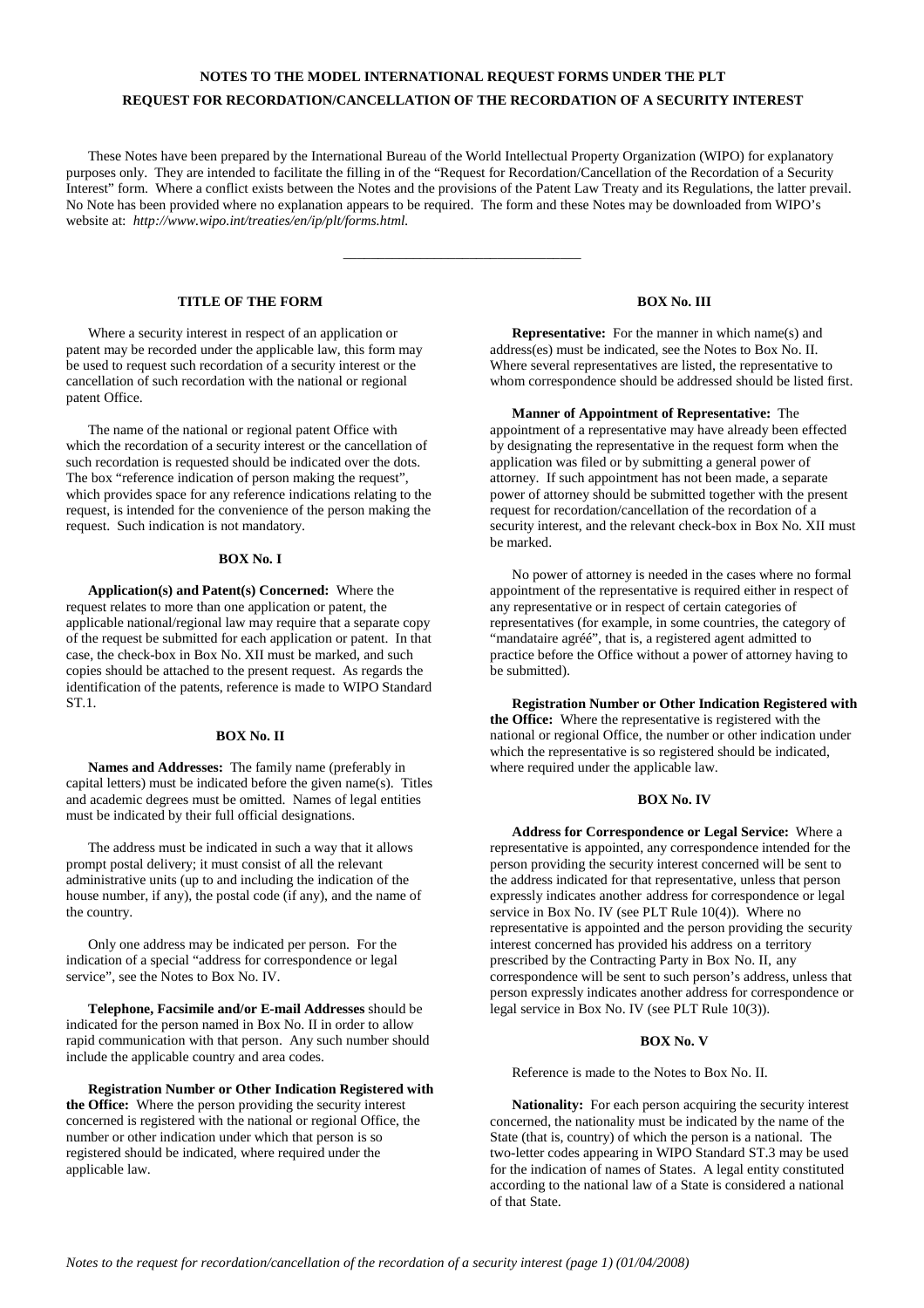# NOTES TO THE MODEL INTERNATIONAL REQUEST FORMS UNDER THE PLT

## REQUEST FOR RECORDATION/CANCELLATION OF THE RECORDATION OF A SECURITY INTEREST

These Notes have been prepared by the International Bureau of the World Intellectual Property Organization (WIPO) for explanatory purposes only. They are intended to facilitate the filling in of the "Request for Recordation/Cancellation of the Recordation of a Security Interest" form. Where a conflict exists between the Notes and the provisions of the Patent Law Treaty and its Regulations, the latter prevail. No Note has been provided where no explanation appears to be required. The form and these Notes may be downloaded from WIPO's website at: *http://www.wipo.int/treaties/en/ip/plt/forms.html.*

---

### TITLE OF THE FORM

Where a security interest in respect of an application or patent may be recorded under the applicable law, this form may be used to request such recordation of a security interest or the cancellation of such recordation with the national or regional patent Office.

The name of the national or regional patent Office with which the recordation of a security interest or the cancellation of such recordation is requested should be indicated over the dots. The box "reference indication of person making the request", which provides space for any reference indications relating to the request, is intended for the convenience of the person making the request. Such indication is not mandatory.

### BOX No. I

**Application(s) and Patent(s) Concerned:** Where the request relates to more than one application or patent, the applicable national/regional law may require that a separate copy of the request be submitted for each application or patent. In that case, the check-box in Box No. XII must be marked, and such copies should be attached to the present request. As regards the identification of the patents, reference is made to WIPO Standard ST.1.

### BOX No. II

**Names and Addresses:** The family name (preferably in capital letters) must be indicated before the given name(s). Titles and academic degrees must be omitted. Names of legal entities must be indicated by their full official designations.

The address must be indicated in such a way that it allows prompt postal delivery; it must consist of all the relevant administrative units (up to and including the indication of the house number, if any), the postal code (if any), and the name of the country.

Only one address may be indicated per person. For the indication of a special "address for correspondence or legal service", see the Notes to Box No. IV.

**Telephone, Facsimile and/or E-mail Addresses** should be indicated for the person named in Box No. II in order to allow rapid communication with that person. Any such number should include the applicable country and area codes.

**Registration Number or Other Indication Registered with the Office:** Where the person providing the security interest concerned is registered with the national or regional Office, the number or other indication under which that person is so registered should be indicated, where required under the applicable law.

### BOX No. III

**Representative:** For the manner in which name(s) and address(es) must be indicated, see the Notes to Box No. II. Where several representatives are listed, the representative to whom correspondence should be addressed should be listed first.

**Manner of Appointment of Representative:** The appointment of a representative may have already been effected by designating the representative in the request form when the application was filed or by submitting a general power of attorney. If such appointment has not been made, a separate power of attorney should be submitted together with the present request for recordation/cancellation of the recordation of a security interest, and the relevant check-box in Box No. XII must be marked.

No power of attorney is needed in the cases where no formal appointment of the representative is required either in respect of any representative or in respect of certain categories of representatives (for example, in some countries, the category of "mandataire agréé", that is, a registered agent admitted to practice before the Office without a power of attorney having to be submitted).

**Registration Number or Other Indication Registered with the Office:** Where the representative is registered with the national or regional Office, the number or other indication under which the representative is so registered should be indicated, where required under the applicable law.

### BOX No. IV

**Address for Correspondence or Legal Service:** Where a representative is appointed, any correspondence intended for the person providing the security interest concerned will be sent to the address indicated for that representative, unless that person expressly indicates another address for correspondence or legal service in Box No. IV (see PLT Rule 10(4)). Where no representative is appointed and the person providing the security interest concerned has provided his address on a territory prescribed by the Contracting Party in Box No. II, any correspondence will be sent to such person's address, unless that person expressly indicates another address for correspondence or legal service in Box No. IV (see PLT Rule 10(3)).

### BOX No. V

Reference is made to the Notes to Box No. II.

**Nationality:** For each person acquiring the security interest concerned, the nationality must be indicated by the name of the State (that is, country) of which the person is a national. The two-letter codes appearing in WIPO Standard ST.3 may be used for the indication of names of States. A legal entity constituted according to the national law of a State is considered a national of that State.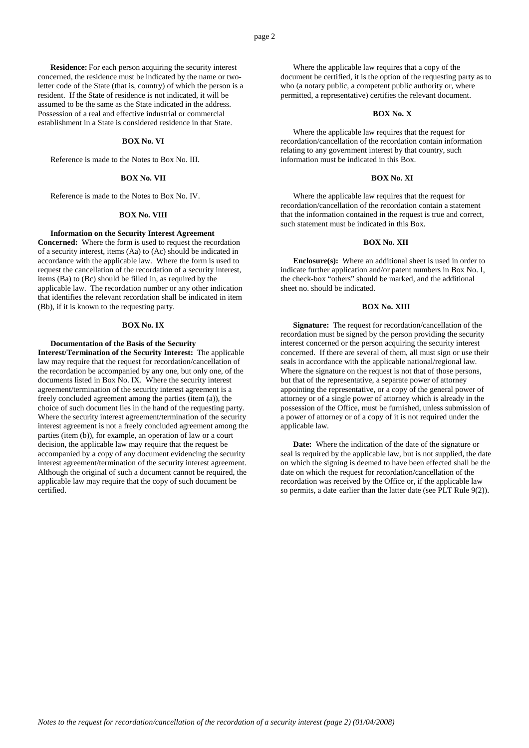**Residence:** For each person acquiring the security interest concerned, the residence must be indicated by the name or two-letter code of the State (that is, country) of which the person is a resident. If the State of residence is not indicated, it will be assumed to be the same as the State indicated in the address. Possession of a real and effective industrial or commercial establishment in a State is considered residence in that State.

### BOX No. VI

Reference is made to the Notes to Box No. III.

### BOX No. VII

Reference is made to the Notes to Box No. IV.

### BOX No. VIII

**Information on the Security Interest Agreement Concerned:** Where the form is used to request the recordation of a security interest, items (Aa) to (Ac) should be indicated in accordance with the applicable law. Where the form is used to request the cancellation of the recordation of a security interest, items (Ba) to (Bc) should be filled in, as required by the applicable law. The recordation number or any other indication that identifies the relevant recordation shall be indicated in item (Bb), if it is known to the requesting party.

### BOX No. IX

**Documentation of the Basis of the Security Interest/Termination of the Security Interest:** The applicable law may require that the request for recordation/cancellation of the recordation be accompanied by any one, but only one, of the documents listed in Box No. IX. Where the security interest agreement/termination of the security interest agreement is a freely concluded agreement among the parties (item (a)), the choice of such document lies in the hand of the requesting party. Where the security interest agreement/termination of the security interest agreement is not a freely concluded agreement among the parties (item (b)), for example, an operation of law or a court decision, the applicable law may require that the request be accompanied by a copy of any document evidencing the security interest agreement/termination of the security interest agreement. Although the original of such a document cannot be required, the applicable law may require that the copy of such document be certified.

Where the applicable law requires that a copy of the document be certified, it is the option of the requesting party as to who (a notary public, a competent public authority or, where permitted, a representative) certifies the relevant document.

### BOX No. X

Where the applicable law requires that the request for recordation/cancellation of the recordation contain information relating to any government interest by that country, such information must be indicated in this Box.

### BOX No. XI

Where the applicable law requires that the request for recordation/cancellation of the recordation contain a statement that the information contained in the request is true and correct, such statement must be indicated in this Box.

### BOX No. XII

**Enclosure(s):** Where an additional sheet is used in order to indicate further application and/or patent numbers in Box No. I, the check-box "others" should be marked, and the additional sheet no. should be indicated.

### BOX No. XIII

**Signature:** The request for recordation/cancellation of the recordation must be signed by the person providing the security interest concerned or the person acquiring the security interest concerned. If there are several of them, all must sign or use their seals in accordance with the applicable national/regional law. Where the signature on the request is not that of those persons, but that of the representative, a separate power of attorney appointing the representative, or a copy of the general power of attorney or of a single power of attorney which is already in the possession of the Office, must be furnished, unless submission of a power of attorney or of a copy of it is not required under the applicable law.

**Date:** Where the indication of the date of the signature or seal is required by the applicable law, but is not supplied, the date on which the signing is deemed to have been effected shall be the date on which the request for recordation/cancellation of the recordation was received by the Office or, if the applicable law so permits, a date earlier than the latter date (see PLT Rule 9(2)).